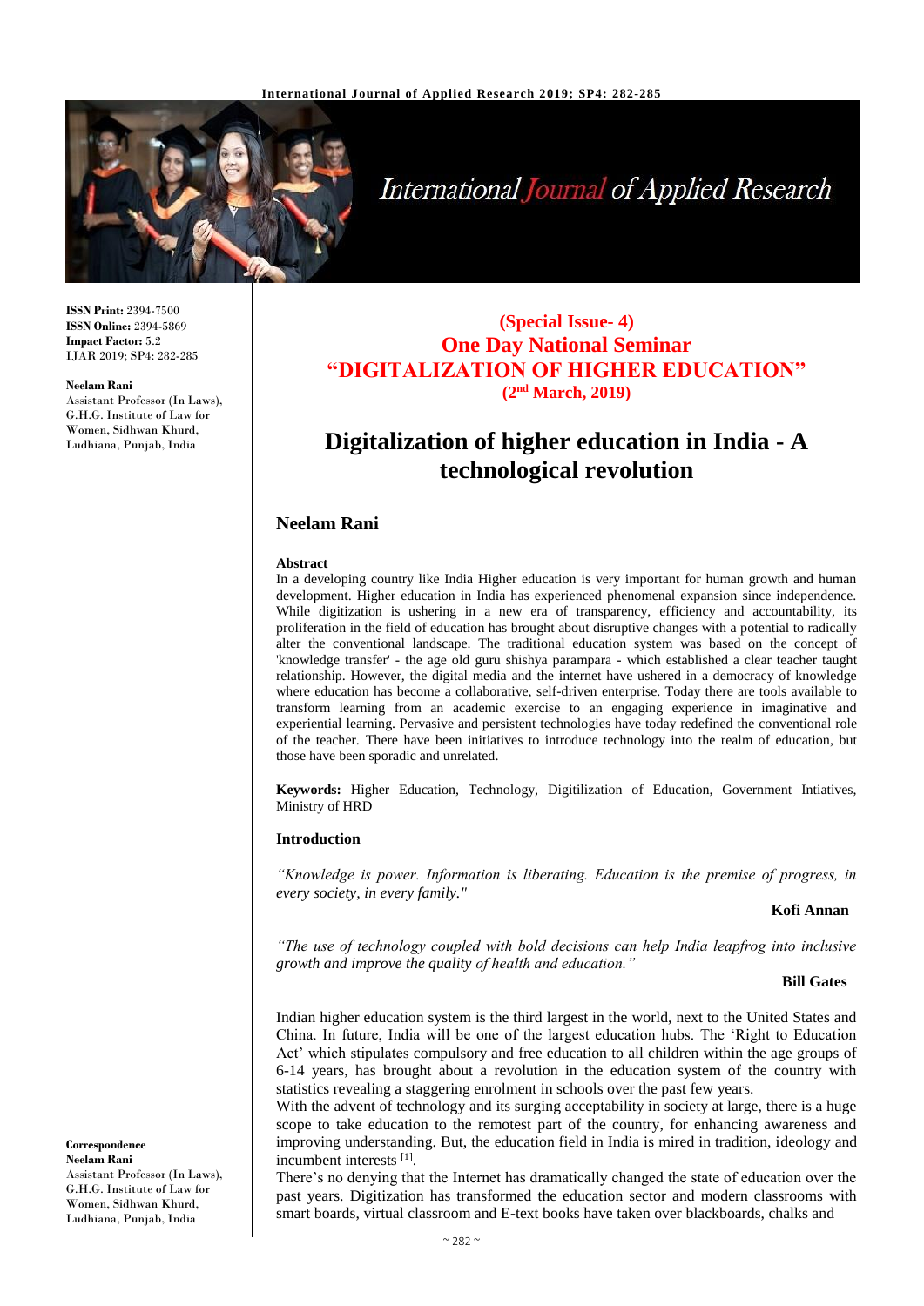**ISSN Print:** 2394-7500
**ISSN Online:** 2394-5869
**Impact Factor:** 5.2
IJAR 2019; SP4: 282-285

**Neelam Rani**
Assistant Professor (In Laws), G.H.G. Institute of Law for Women, Sidhwan Khurd, Ludhiana, Punjab, India

**Correspondence**
**Neelam Rani**
Assistant Professor (In Laws), G.H.G. Institute of Law for Women, Sidhwan Khurd, Ludhiana, Punjab, India

**(Special Issue- 4)**
**One Day National Seminar**
**"DIGITALIZATION OF HIGHER EDUCATION"**
**(2nd March, 2019)**

# Digitalization of higher education in India - A technological revolution

## Neelam Rani

**Abstract**

In a developing country like India Higher education is very important for human growth and human development. Higher education in India has experienced phenomenal expansion since independence. While digitization is ushering in a new era of transparency, efficiency and accountability, its proliferation in the field of education has brought about disruptive changes with a potential to radically alter the conventional landscape. The traditional education system was based on the concept of 'knowledge transfer' - the age old guru shishya parampara - which established a clear teacher taught relationship. However, the digital media and the internet have ushered in a democracy of knowledge where education has become a collaborative, self-driven enterprise. Today there are tools available to transform learning from an academic exercise to an engaging experience in imaginative and experiential learning. Pervasive and persistent technologies have today redefined the conventional role of the teacher. There have been initiatives to introduce technology into the realm of education, but those have been sporadic and unrelated.

**Keywords:** Higher Education, Technology, Digitilization of Education, Government Intiatives, Ministry of HRD

### Introduction

*"Knowledge is power. Information is liberating. Education is the premise of progress, in every society, in every family."*

**Kofi Annan**

*"The use of technology coupled with bold decisions can help India leapfrog into inclusive growth and improve the quality of health and education."*

**Bill Gates**

Indian higher education system is the third largest in the world, next to the United States and China. In future, India will be one of the largest education hubs. The 'Right to Education Act' which stipulates compulsory and free education to all children within the age groups of 6-14 years, has brought about a revolution in the education system of the country with statistics revealing a staggering enrolment in schools over the past few years.

With the advent of technology and its surging acceptability in society at large, there is a huge scope to take education to the remotest part of the country, for enhancing awareness and improving understanding. But, the education field in India is mired in tradition, ideology and incumbent interests [1].

There's no denying that the Internet has dramatically changed the state of education over the past years. Digitization has transformed the education sector and modern classrooms with smart boards, virtual classroom and E-text books have taken over blackboards, chalks and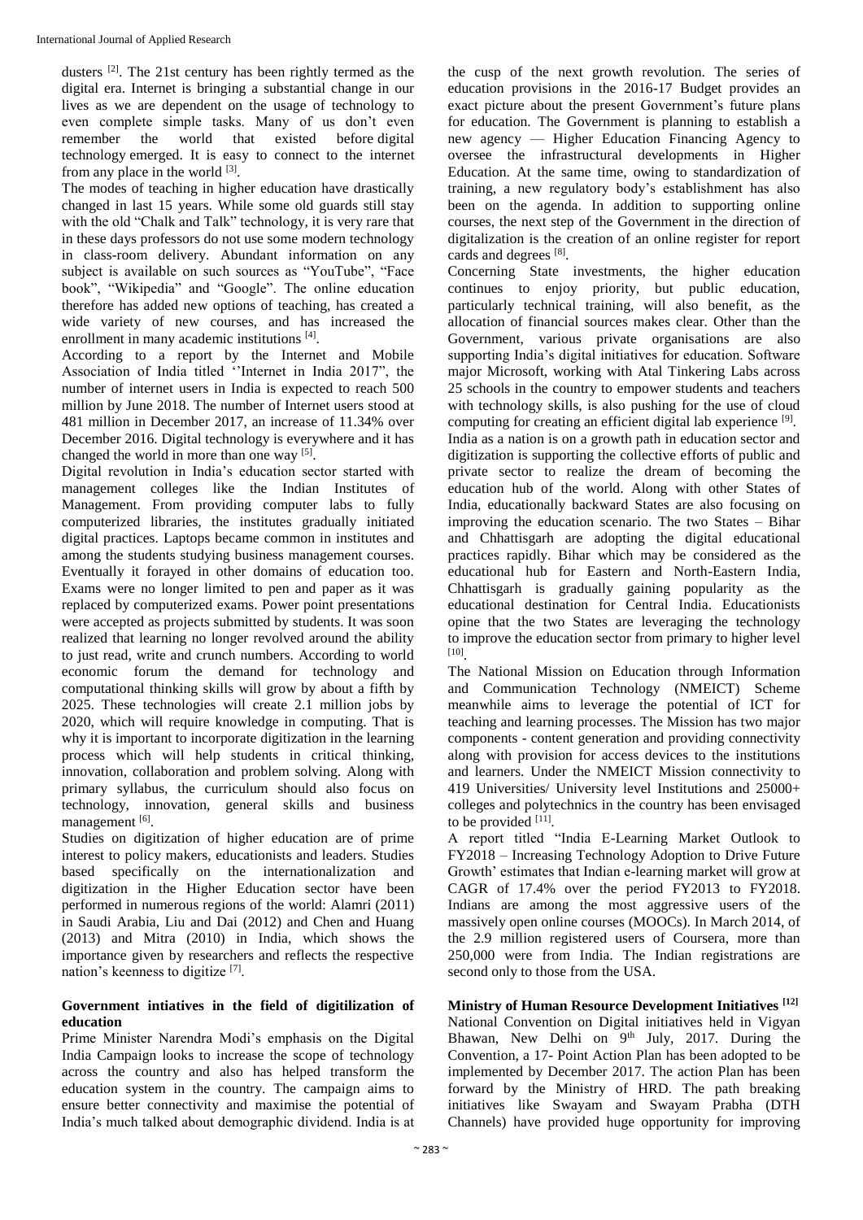dusters [2]. The 21st century has been rightly termed as the digital era. Internet is bringing a substantial change in our lives as we are dependent on the usage of technology to even complete simple tasks. Many of us don't even remember the world that existed before digital technology emerged. It is easy to connect to the internet from any place in the world [3].

The modes of teaching in higher education have drastically changed in last 15 years. While some old guards still stay with the old "Chalk and Talk" technology, it is very rare that in these days professors do not use some modern technology in class-room delivery. Abundant information on any subject is available on such sources as "YouTube", "Face book", "Wikipedia" and "Google". The online education therefore has added new options of teaching, has created a wide variety of new courses, and has increased the enrollment in many academic institutions [4].

According to a report by the Internet and Mobile Association of India titled ''Internet in India 2017", the number of internet users in India is expected to reach 500 million by June 2018. The number of Internet users stood at 481 million in December 2017, an increase of 11.34% over December 2016. Digital technology is everywhere and it has changed the world in more than one way [5].

Digital revolution in India's education sector started with management colleges like the Indian Institutes of Management. From providing computer labs to fully computerized libraries, the institutes gradually initiated digital practices. Laptops became common in institutes and among the students studying business management courses. Eventually it forayed in other domains of education too. Exams were no longer limited to pen and paper as it was replaced by computerized exams. Power point presentations were accepted as projects submitted by students. It was soon realized that learning no longer revolved around the ability to just read, write and crunch numbers. According to world economic forum the demand for technology and computational thinking skills will grow by about a fifth by 2025. These technologies will create 2.1 million jobs by 2020, which will require knowledge in computing. That is why it is important to incorporate digitization in the learning process which will help students in critical thinking, innovation, collaboration and problem solving. Along with primary syllabus, the curriculum should also focus on technology, innovation, general skills and business management [6].

Studies on digitization of higher education are of prime interest to policy makers, educationists and leaders. Studies based specifically on the internationalization and digitization in the Higher Education sector have been performed in numerous regions of the world: Alamri (2011) in Saudi Arabia, Liu and Dai (2012) and Chen and Huang (2013) and Mitra (2010) in India, which shows the importance given by researchers and reflects the respective nation's keenness to digitize [7].

## Government intiatives in the field of digitilization of education

Prime Minister Narendra Modi's emphasis on the Digital India Campaign looks to increase the scope of technology across the country and also has helped transform the education system in the country. The campaign aims to ensure better connectivity and maximise the potential of India's much talked about demographic dividend. India is at the cusp of the next growth revolution. The series of education provisions in the 2016-17 Budget provides an exact picture about the present Government's future plans for education. The Government is planning to establish a new agency — Higher Education Financing Agency to oversee the infrastructural developments in Higher Education. At the same time, owing to standardization of training, a new regulatory body's establishment has also been on the agenda. In addition to supporting online courses, the next step of the Government in the direction of digitalization is the creation of an online register for report cards and degrees [8].

Concerning State investments, the higher education continues to enjoy priority, but public education, particularly technical training, will also benefit, as the allocation of financial sources makes clear. Other than the Government, various private organisations are also supporting India's digital initiatives for education. Software major Microsoft, working with Atal Tinkering Labs across 25 schools in the country to empower students and teachers with technology skills, is also pushing for the use of cloud computing for creating an efficient digital lab experience [9].

India as a nation is on a growth path in education sector and digitization is supporting the collective efforts of public and private sector to realize the dream of becoming the education hub of the world. Along with other States of India, educationally backward States are also focusing on improving the education scenario. The two States – Bihar and Chhattisgarh are adopting the digital educational practices rapidly. Bihar which may be considered as the educational hub for Eastern and North-Eastern India, Chhattisgarh is gradually gaining popularity as the educational destination for Central India. Educationists opine that the two States are leveraging the technology to improve the education sector from primary to higher level [10].

The National Mission on Education through Information and Communication Technology (NMEICT) Scheme meanwhile aims to leverage the potential of ICT for teaching and learning processes. The Mission has two major components - content generation and providing connectivity along with provision for access devices to the institutions and learners. Under the NMEICT Mission connectivity to 419 Universities/ University level Institutions and 25000+ colleges and polytechnics in the country has been envisaged to be provided [11].

A report titled "India E-Learning Market Outlook to FY2018 – Increasing Technology Adoption to Drive Future Growth' estimates that Indian e-learning market will grow at CAGR of 17.4% over the period FY2013 to FY2018. Indians are among the most aggressive users of the massively open online courses (MOOCs). In March 2014, of the 2.9 million registered users of Coursera, more than 250,000 were from India. The Indian registrations are second only to those from the USA.

## Ministry of Human Resource Development Initiatives [12]

National Convention on Digital initiatives held in Vigyan Bhawan, New Delhi on 9th July, 2017. During the Convention, a 17- Point Action Plan has been adopted to be implemented by December 2017. The action Plan has been forward by the Ministry of HRD. The path breaking initiatives like Swayam and Swayam Prabha (DTH Channels) have provided huge opportunity for improving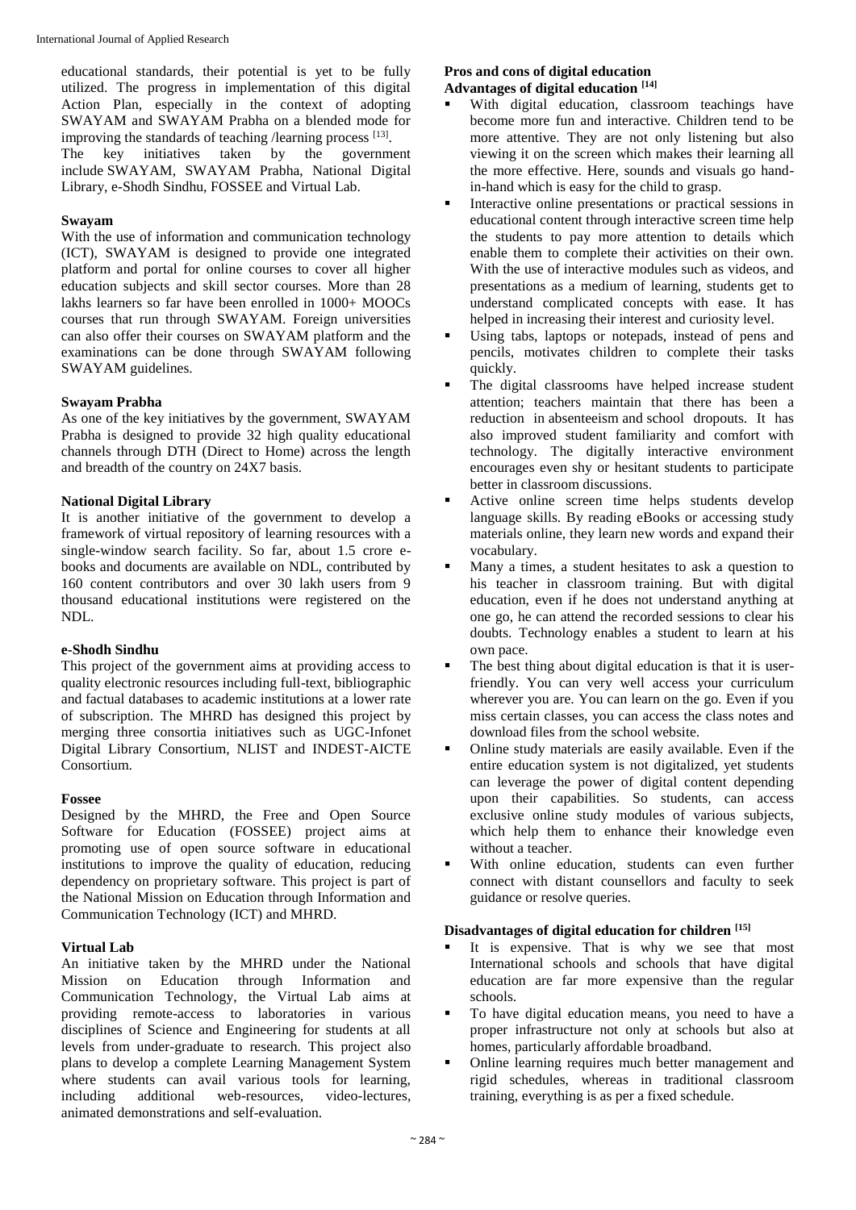educational standards, their potential is yet to be fully utilized. The progress in implementation of this digital Action Plan, especially in the context of adopting SWAYAM and SWAYAM Prabha on a blended mode for improving the standards of teaching /learning process [13].

The key initiatives taken by the government include SWAYAM, SWAYAM Prabha, National Digital Library, e-Shodh Sindhu, FOSSEE and Virtual Lab.

**Swayam**

With the use of information and communication technology (ICT), SWAYAM is designed to provide one integrated platform and portal for online courses to cover all higher education subjects and skill sector courses. More than 28 lakhs learners so far have been enrolled in 1000+ MOOCs courses that run through SWAYAM. Foreign universities can also offer their courses on SWAYAM platform and the examinations can be done through SWAYAM following SWAYAM guidelines.

**Swayam Prabha**

As one of the key initiatives by the government, SWAYAM Prabha is designed to provide 32 high quality educational channels through DTH (Direct to Home) across the length and breadth of the country on 24X7 basis.

**National Digital Library**

It is another initiative of the government to develop a framework of virtual repository of learning resources with a single-window search facility. So far, about 1.5 crore e-books and documents are available on NDL, contributed by 160 content contributors and over 30 lakh users from 9 thousand educational institutions were registered on the NDL.

**e-Shodh Sindhu**

This project of the government aims at providing access to quality electronic resources including full-text, bibliographic and factual databases to academic institutions at a lower rate of subscription. The MHRD has designed this project by merging three consortia initiatives such as UGC-Infonet Digital Library Consortium, NLIST and INDEST-AICTE Consortium.

**Fossee**

Designed by the MHRD, the Free and Open Source Software for Education (FOSSEE) project aims at promoting use of open source software in educational institutions to improve the quality of education, reducing dependency on proprietary software. This project is part of the National Mission on Education through Information and Communication Technology (ICT) and MHRD.

**Virtual Lab**

An initiative taken by the MHRD under the National Mission on Education through Information and Communication Technology, the Virtual Lab aims at providing remote-access to laboratories in various disciplines of Science and Engineering for students at all levels from under-graduate to research. This project also plans to develop a complete Learning Management System where students can avail various tools for learning, including additional web-resources, video-lectures, animated demonstrations and self-evaluation.

**Pros and cons of digital education**

**Advantages of digital education [14]**

- With digital education, classroom teachings have become more fun and interactive. Children tend to be more attentive. They are not only listening but also viewing it on the screen which makes their learning all the more effective. Here, sounds and visuals go hand-in-hand which is easy for the child to grasp.
- Interactive online presentations or practical sessions in educational content through interactive screen time help the students to pay more attention to details which enable them to complete their activities on their own. With the use of interactive modules such as videos, and presentations as a medium of learning, students get to understand complicated concepts with ease. It has helped in increasing their interest and curiosity level.
- Using tabs, laptops or notepads, instead of pens and pencils, motivates children to complete their tasks quickly.
- The digital classrooms have helped increase student attention; teachers maintain that there has been a reduction in absenteeism and school dropouts. It has also improved student familiarity and comfort with technology. The digitally interactive environment encourages even shy or hesitant students to participate better in classroom discussions.
- Active online screen time helps students develop language skills. By reading eBooks or accessing study materials online, they learn new words and expand their vocabulary.
- Many a times, a student hesitates to ask a question to his teacher in classroom training. But with digital education, even if he does not understand anything at one go, he can attend the recorded sessions to clear his doubts. Technology enables a student to learn at his own pace.
- The best thing about digital education is that it is user-friendly. You can very well access your curriculum wherever you are. You can learn on the go. Even if you miss certain classes, you can access the class notes and download files from the school website.
- Online study materials are easily available. Even if the entire education system is not digitalized, yet students can leverage the power of digital content depending upon their capabilities. So students, can access exclusive online study modules of various subjects, which help them to enhance their knowledge even without a teacher.
- With online education, students can even further connect with distant counsellors and faculty to seek guidance or resolve queries.

**Disadvantages of digital education for children [15]**

- It is expensive. That is why we see that most International schools and schools that have digital education are far more expensive than the regular schools.
- To have digital education means, you need to have a proper infrastructure not only at schools but also at homes, particularly affordable broadband.
- Online learning requires much better management and rigid schedules, whereas in traditional classroom training, everything is as per a fixed schedule.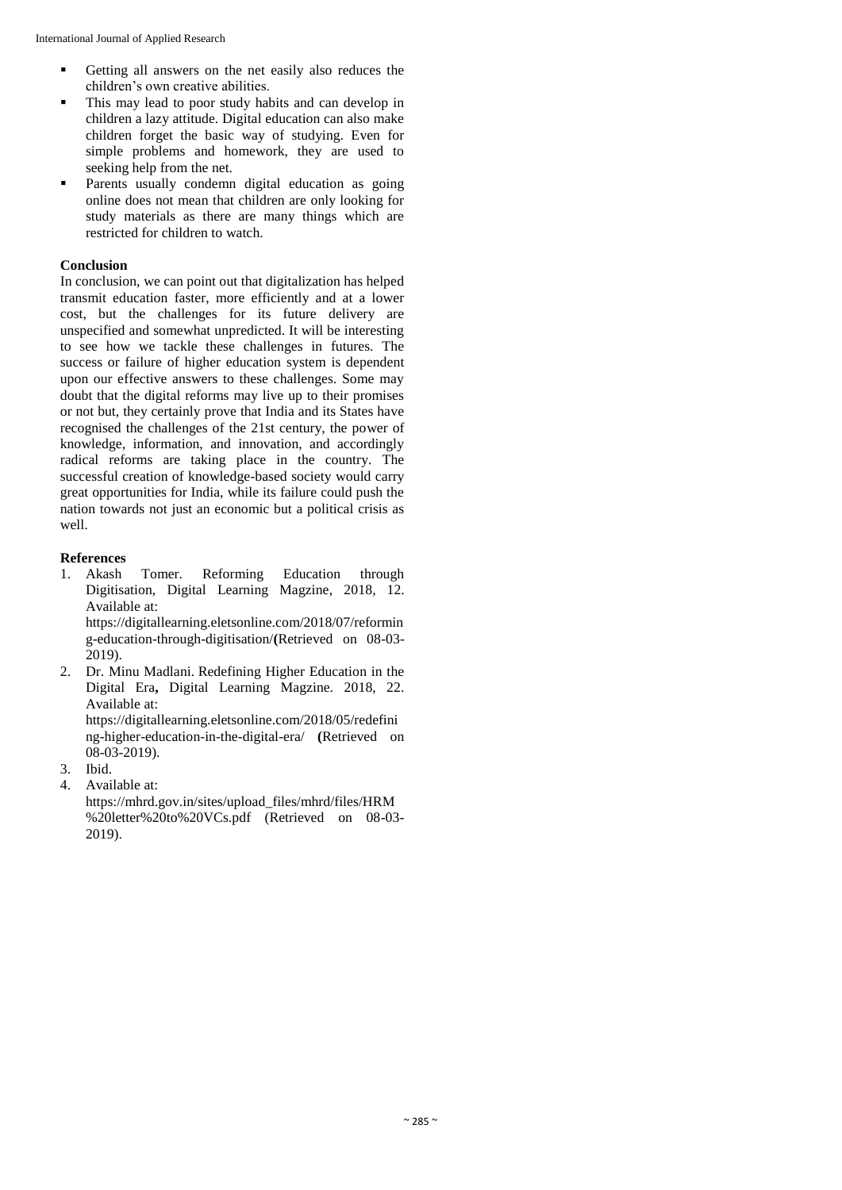- Getting all answers on the net easily also reduces the children's own creative abilities.
- This may lead to poor study habits and can develop in children a lazy attitude. Digital education can also make children forget the basic way of studying. Even for simple problems and homework, they are used to seeking help from the net.
- Parents usually condemn digital education as going online does not mean that children are only looking for study materials as there are many things which are restricted for children to watch.

## Conclusion

In conclusion, we can point out that digitalization has helped transmit education faster, more efficiently and at a lower cost, but the challenges for its future delivery are unspecified and somewhat unpredicted. It will be interesting to see how we tackle these challenges in futures. The success or failure of higher education system is dependent upon our effective answers to these challenges. Some may doubt that the digital reforms may live up to their promises or not but, they certainly prove that India and its States have recognised the challenges of the 21st century, the power of knowledge, information, and innovation, and accordingly radical reforms are taking place in the country. The successful creation of knowledge-based society would carry great opportunities for India, while its failure could push the nation towards not just an economic but a political crisis as well.

## References

1. Akash Tomer. Reforming Education through Digitisation, Digital Learning Magzine, 2018, 12. Available at: https://digitallearning.eletsonline.com/2018/07/reforming-education-through-digitisation/(Retrieved on 08-03-2019).
2. Dr. Minu Madlani. Redefining Higher Education in the Digital Era**,** Digital Learning Magzine. 2018, 22. Available at: https://digitallearning.eletsonline.com/2018/05/redefining-higher-education-in-the-digital-era/ **(**Retrieved on 08-03-2019).
3. Ibid.
4. Available at: https://mhrd.gov.in/sites/upload_files/mhrd/files/HRM%20letter%20to%20VCs.pdf (Retrieved on 08-03-2019).